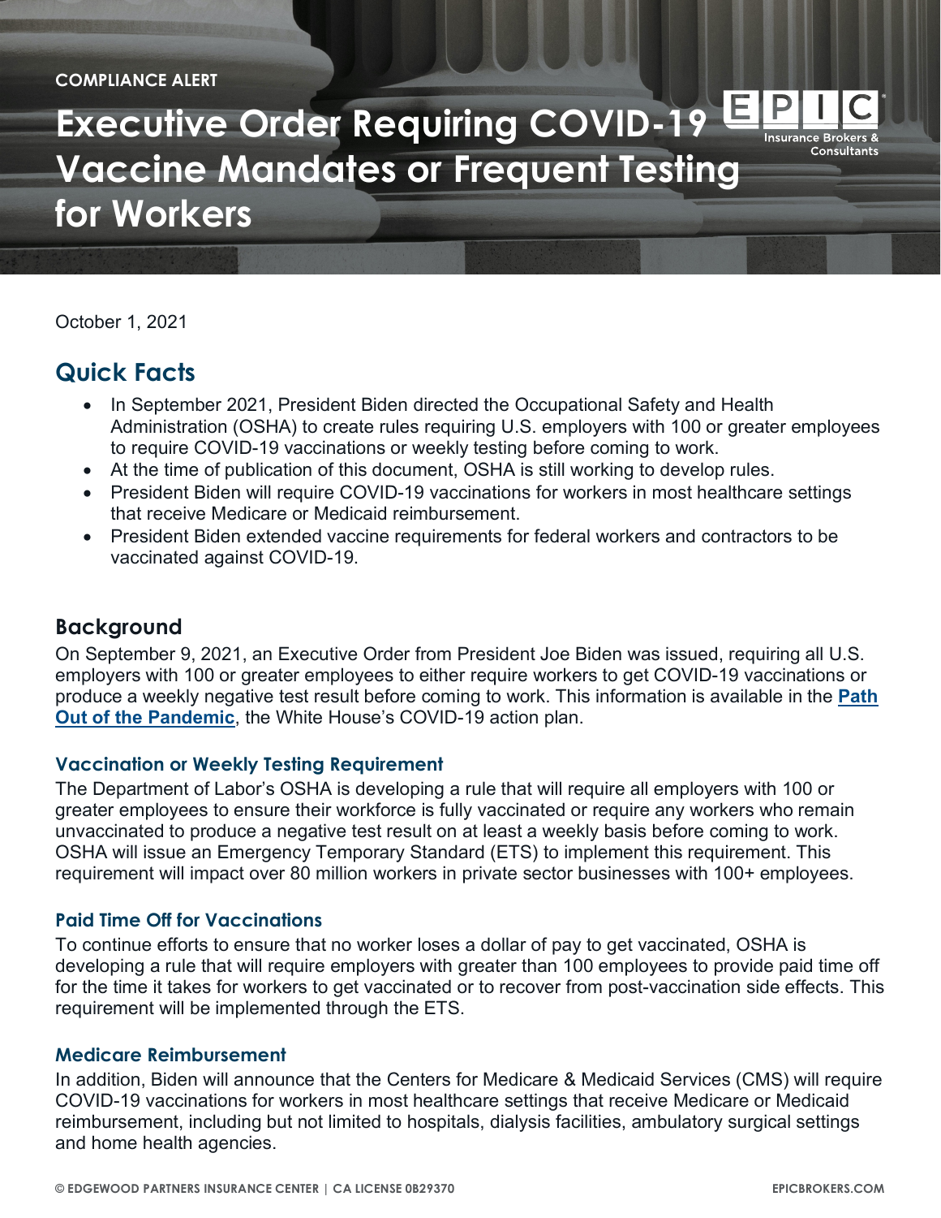COMPLIANCE ALERT

# Executive Order Requiring COVID-19 Vaccine Mandates or Frequent Testing for Workers

October 1, 2021

## Quick Facts

- In September 2021, President Biden directed the Occupational Safety and Health Administration (OSHA) to create rules requiring U.S. employers with 100 or greater employees to require COVID-19 vaccinations or weekly testing before coming to work.
- At the time of publication of this document, OSHA is still working to develop rules.
- President Biden will require COVID-19 vaccinations for workers in most healthcare settings that receive Medicare or Medicaid reimbursement.
- President Biden extended vaccine requirements for federal workers and contractors to be vaccinated against COVID-19.

## Background

On September 9, 2021, an Executive Order from President Joe Biden was issued, requiring all U.S. employers with 100 or greater employees to either require workers to get COVID-19 vaccinations or produce a weekly negative test result before coming to work. This information is available in the **Path Out of the Pandemic**, the White House's COVID-19 action plan.

### Vaccination or Weekly Testing Requirement

The Department of Labor's OSHA is developing a rule that will require all employers with 100 or greater employees to ensure their workforce is fully vaccinated or require any workers who remain unvaccinated to produce a negative test result on at least a weekly basis before coming to work. OSHA will issue an Emergency Temporary Standard (ETS) to implement this requirement. This requirement will impact over 80 million workers in private sector businesses with 100+ employees.

### Paid Time Off for Vaccinations

To continue efforts to ensure that no worker loses a dollar of pay to get vaccinated, OSHA is developing a rule that will require employers with greater than 100 employees to provide paid time off for the time it takes for workers to get vaccinated or to recover from post-vaccination side effects. This requirement will be implemented through the ETS.

### Medicare Reimbursement

In addition, Biden will announce that the Centers for Medicare & Medicaid Services (CMS) will require COVID-19 vaccinations for workers in most healthcare settings that receive Medicare or Medicaid reimbursement, including but not limited to hospitals, dialysis facilities, ambulatory surgical settings and home health agencies.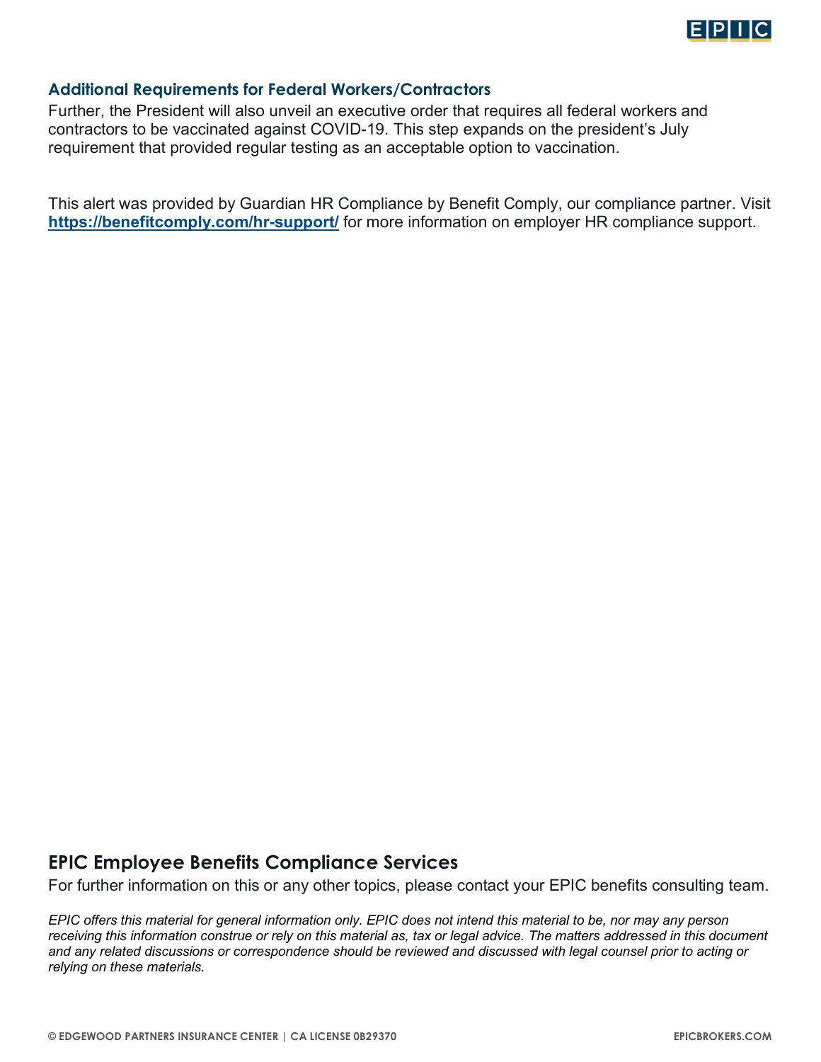### Additional Requirements for Federal Workers/Contractors

Further, the President will also unveil an executive order that requires all federal workers and contractors to be vaccinated against COVID-19. This step expands on the president's July requirement that provided regular testing as an acceptable option to vaccination.

This alert was provided by Guardian HR Compliance by Benefit Comply, our compliance partner. Visit **https://benefitcomply.com/hr-support/** for more information on employer HR compliance support.

## EPIC Employee Benefits Compliance Services

For further information on this or any other topics, please contact your EPIC benefits consulting team.

*EPIC offers this material for general information only. EPIC does not intend this material to be, nor may any person receiving this information construe or rely on this material as, tax or legal advice. The matters addressed in this document and any related discussions or correspondence should be reviewed and discussed with legal counsel prior to acting or relying on these materials.*